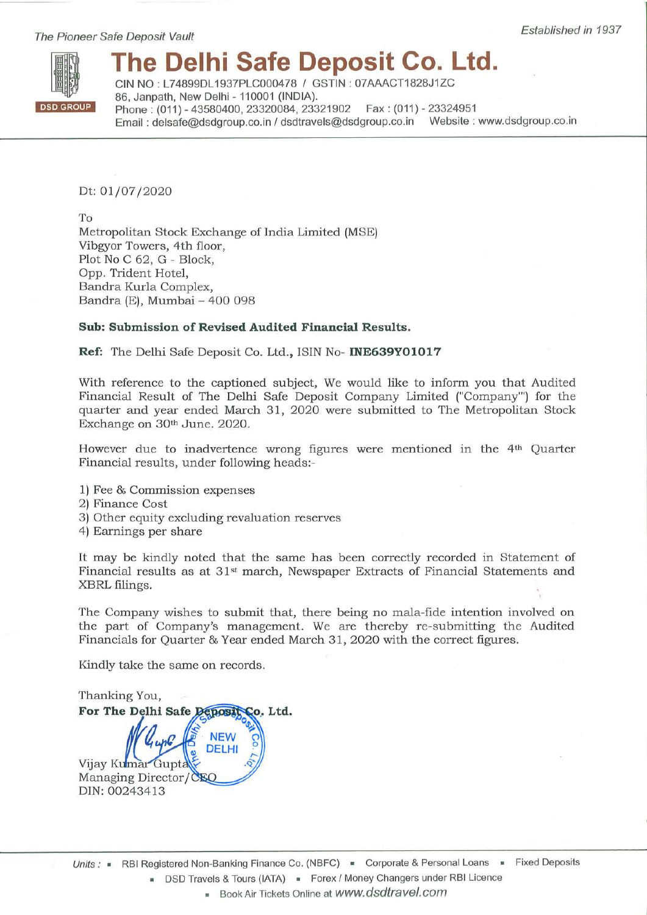*The Pioneer Safe Deposit Vault*

*Established in 1937*

DSD GROUP

# The Delhi Safe Deposit Co. Ltd.

CIN NO : L74899DL1937PLC000478 / GSTIN : 07AAACT1828J1ZC
86, Janpath, New Delhi - 110001 (INDIA).
Phone : (011) - 43580400, 23320084, 23321902 Fax : (011) - 23324951
Email : delsafe@dsdgroup.co.in / dsdtravels@dsdgroup.co.in Website : www.dsdgroup.co.in

Dt: 01/07/2020

To
Metropolitan Stock Exchange of India Limited (MSE)
Vibgyor Towers, 4th floor,
Plot No C 62, G - Block,
Opp. Trident Hotel,
Bandra Kurla Complex,
Bandra (E), Mumbai – 400 098

**Sub: Submission of Revised Audited Financial Results.**

**Ref:** The Delhi Safe Deposit Co. Ltd., ISIN No- **INE639Y01017**

With reference to the captioned subject, We would like to inform you that Audited Financial Result of The Delhi Safe Deposit Company Limited ("Company") for the quarter and year ended March 31, 2020 were submitted to The Metropolitan Stock Exchange on 30th June. 2020.

However due to inadvertence wrong figures were mentioned in the 4th Quarter Financial results, under following heads:-

1) Fee & Commission expenses
2) Finance Cost
3) Other equity excluding revaluation reserves
4) Earnings per share

It may be kindly noted that the same has been correctly recorded in Statement of Financial results as at 31st march, Newspaper Extracts of Financial Statements and XBRL filings.

The Company wishes to submit that, there being no mala-fide intention involved on the part of Company's management. We are thereby re-submitting the Audited Financials for Quarter & Year ended March 31, 2020 with the correct figures.

Kindly take the same on records.

Thanking You,
**For The Delhi Safe Deposit Co. Ltd.**

Vijay Kumar Gupta
Managing Director/CEO
DIN: 00243413

Units : ▪ RBI Registered Non-Banking Finance Co. (NBFC) ▪ Corporate & Personal Loans ▪ Fixed Deposits
▪ DSD Travels & Tours (IATA) ▪ Forex / Money Changers under RBI Licence
▪ Book Air Tickets Online at www.dsdtravel.com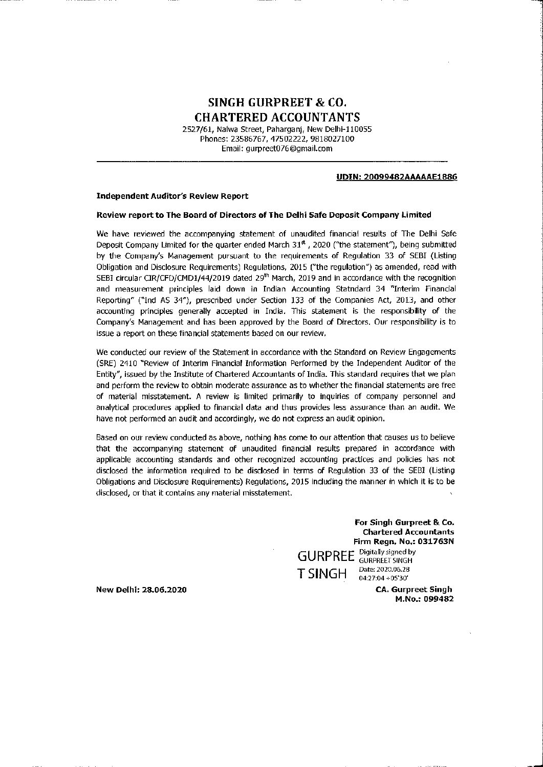# SINGH GURPREET & CO.
# CHARTERED ACCOUNTANTS

2527/61, Nalwa Street, Paharganj, New Delhi-110055
Phones: 23586767, 47502222, 9818027100
Email: gurpreet076@gmail.com

**UDIN: 20099482AAAAAE1886**

**Independent Auditor's Review Report**

**Review report to The Board of Directors of The Delhi Safe Deposit Company Limited**

We have reviewed the accompanying statement of unaudited financial results of The Delhi Safe Deposit Company Limited for the quarter ended March 31st, 2020 ("the statement"), being submitted by the Company's Management pursuant to the requirements of Regulation 33 of SEBI (Listing Obligation and Disclosure Requirements) Regulations, 2015 ("the regulation") as amended, read with SEBI circular CIR/CFD/CMD1/44/2019 dated 29th March, 2019 and in accordance with the recognition and measurement principles laid down in Indian Accounting Statndard 34 "Interim Financial Reporting" ("Ind AS 34"), prescribed under Section 133 of the Companies Act, 2013, and other accounting principles generally accepted in India. This statement is the responsibility of the Company's Management and has been approved by the Board of Directors. Our responsibility is to issue a report on these financial statements based on our review.

We conducted our review of the Statement in accordance with the Standard on Review Engagements (SRE) 2410 "Review of Interim Financial Information Performed by the Independent Auditor of the Entity", issued by the Institute of Chartered Accountants of India. This standard requires that we plan and perform the review to obtain moderate assurance as to whether the financial statements are free of material misstatement. A review is limited primarily to inquiries of company personnel and analytical procedures applied to financial data and thus provides less assurance than an audit. We have not performed an audit and accordingly, we do not express an audit opinion.

Based on our review conducted as above, nothing has come to our attention that causes us to believe that the accompanying statement of unaudited financial results prepared in accordance with applicable accounting standards and other recognized accounting practices and policies has not disclosed the information required to be disclosed in terms of Regulation 33 of the SEBI (Listing Obligations and Disclosure Requirements) Regulations, 2015 including the manner in which it is to be disclosed, or that it contains any material misstatement.

**For Singh Gurpreet & Co.**
**Chartered Accountants**
**Firm Regn. No.: 031763N**

GURPREET SINGH — Digitally signed by GURPREET SINGH, Date: 2020.06.28 04:27:04 +05'30'

**New Delhi: 28.06.2020**

**CA. Gurpreet Singh**
**M.No.: 099482**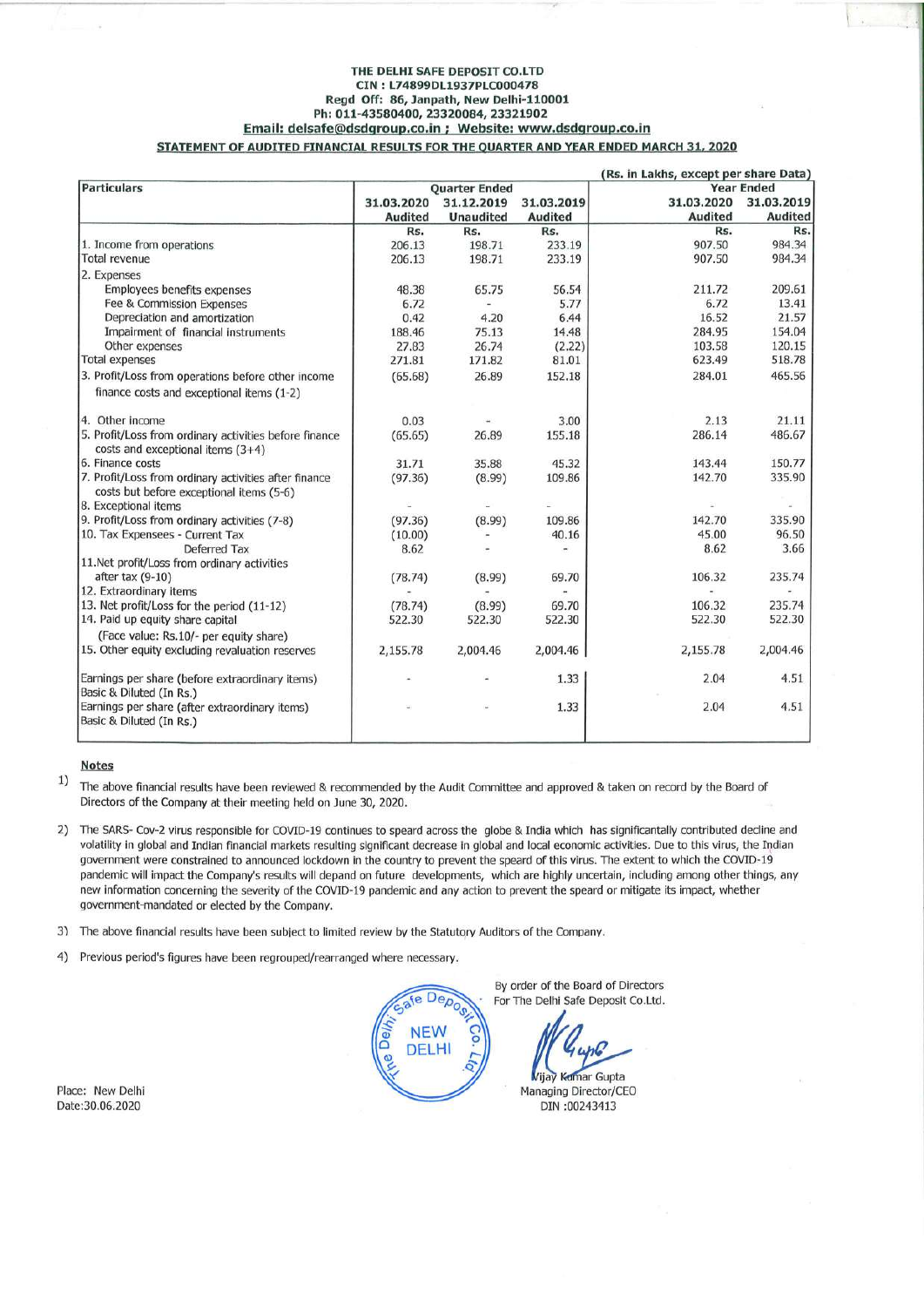THE DELHI SAFE DEPOSIT CO.LTD
CIN : L74899DL1937PLC000478
Regd Off: 86, Janpath, New Delhi-110001
Ph: 011-43580400, 23320084, 23321902
**Email: delsafe@dsdgroup.co.in ; Website: www.dsdgroup.co.in**

**STATEMENT OF AUDITED FINANCIAL RESULTS FOR THE QUARTER AND YEAR ENDED MARCH 31, 2020**

(Rs. in Lakhs, except per share Data)

| Particulars | Quarter Ended | | | Year Ended | |
|---|---|---|---|---|---|
| | 31.03.2020 Audited | 31.12.2019 Unaudited | 31.03.2019 Audited | 31.03.2020 Audited | 31.03.2019 Audited |
| | Rs. | Rs. | Rs. | Rs. | Rs. |
| 1. Income from operations | 206.13 | 198.71 | 233.19 | 907.50 | 984.34 |
| Total revenue | 206.13 | 198.71 | 233.19 | 907.50 | 984.34 |
| 2. Expenses | | | | | |
| Employees benefits expenses | 48.38 | 65.75 | 56.54 | 211.72 | 209.61 |
| Fee & Commission Expenses | 6.72 | - | 5.77 | 6.72 | 13.41 |
| Depreciation and amortization | 0.42 | 4.20 | 6.44 | 16.52 | 21.57 |
| Impairment of financial instruments | 188.46 | 75.13 | 14.48 | 284.95 | 154.04 |
| Other expenses | 27.83 | 26.74 | (2.22) | 103.58 | 120.15 |
| Total expenses | 271.81 | 171.82 | 81.01 | 623.49 | 518.78 |
| 3. Profit/Loss from operations before other income finance costs and exceptional items (1-2) | (65.68) | 26.89 | 152.18 | 284.01 | 465.56 |
| 4. Other income | 0.03 | - | 3.00 | 2.13 | 21.11 |
| 5. Profit/Loss from ordinary activities before finance costs and exceptional items (3+4) | (65.65) | 26.89 | 155.18 | 286.14 | 486.67 |
| 6. Finance costs | 31.71 | 35.88 | 45.32 | 143.44 | 150.77 |
| 7. Profit/Loss from ordinary activities after finance costs but before exceptional items (5-6) | (97.36) | (8.99) | 109.86 | 142.70 | 335.90 |
| 8. Exceptional items | - | - | - | - | - |
| 9. Profit/Loss from ordinary activities (7-8) | (97.36) | (8.99) | 109.86 | 142.70 | 335.90 |
| 10. Tax Expensees - Current Tax | (10.00) | - | 40.16 | 45.00 | 96.50 |
| Deferred Tax | 8.62 | - | - | 8.62 | 3.66 |
| 11.Net profit/Loss from ordinary activities after tax (9-10) | (78.74) | (8.99) | 69.70 | 106.32 | 235.74 |
| 12. Extraordinary items | - | - | - | - | - |
| 13. Net profit/Loss for the period (11-12) | (78.74) | (8.99) | 69.70 | 106.32 | 235.74 |
| 14. Paid up equity share capital (Face value: Rs.10/- per equity share) | 522.30 | 522.30 | 522.30 | 522.30 | 522.30 |
| 15. Other equity excluding revaluation reserves | 2,155.78 | 2,004.46 | 2,004.46 | 2,155.78 | 2,004.46 |
| Earnings per share (before extraordinary items) Basic & Diluted (In Rs.) | - | - | 1.33 | 2.04 | 4.51 |
| Earnings per share (after extraordinary items) Basic & Diluted (In Rs.) | - | - | 1.33 | 2.04 | 4.51 |

**Notes**

1) The above financial results have been reviewed & recommended by the Audit Committee and approved & taken on record by the Board of Directors of the Company at their meeting held on June 30, 2020.

2) The SARS- Cov-2 virus responsible for COVID-19 continues to speard across the globe & India which has significantally contributed decline and volatility in global and Indian financial markets resulting significant decrease in global and local economic activities. Due to this virus, the Indian government were constrained to announced lockdown in the country to prevent the speard of this virus. The extent to which the COVID-19 pandemic will impact the Company's results will depand on future developments, which are highly uncertain, including among other things, any new information concerning the severity of the COVID-19 pandemic and any action to prevent the speard or mitigate its impact, whether government-mandated or elected by the Company.

3) The above financial results have been subject to limited review by the Statutory Auditors of the Company.

4) Previous period's figures have been regrouped/rearranged where necessary.

By order of the Board of Directors
For The Delhi Safe Deposit Co.Ltd.

Vijay Kumar Gupta
Managing Director/CEO
DIN :00243413

Place: New Delhi
Date:30.06.2020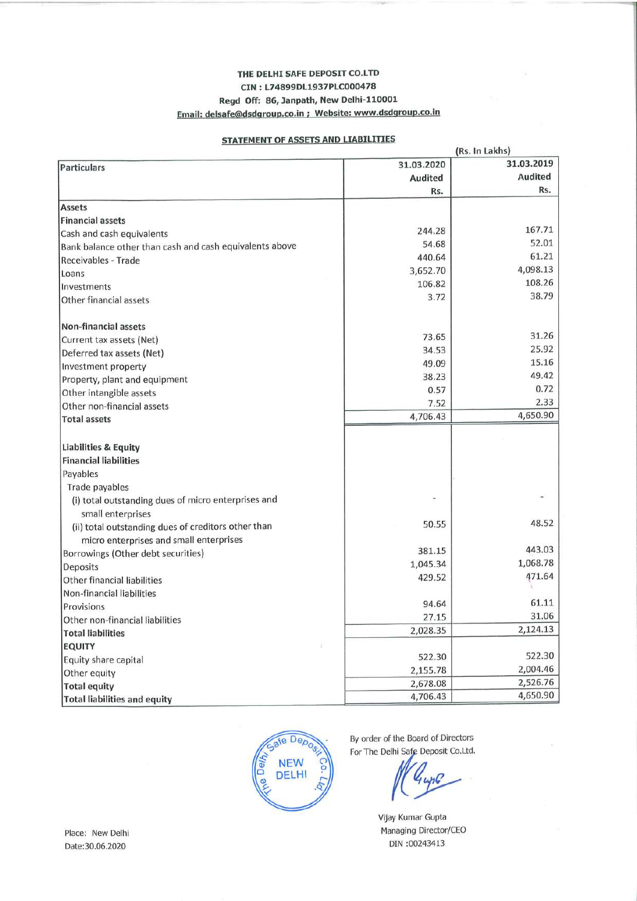**THE DELHI SAFE DEPOSIT CO.LTD**
**CIN : L74899DL1937PLC000478**
**Regd Off: 86, Janpath, New Delhi-110001**
**Email: delsafe@dsdgroup.co.in ; Website: www.dsdgroup.co.in**

## STATEMENT OF ASSETS AND LIABILITIES

(Rs. In Lakhs)

| Particulars | 31.03.2020 Audited Rs. | 31.03.2019 Audited Rs. |
|---|---|---|
| **Assets** | | |
| **Financial assets** | | |
| Cash and cash equivalents | 244.28 | 167.71 |
| Bank balance other than cash and cash equivalents above | 54.68 | 52.01 |
| Receivables - Trade | 440.64 | 61.21 |
| Loans | 3,652.70 | 4,098.13 |
| Investments | 106.82 | 108.26 |
| Other financial assets | 3.72 | 38.79 |
| **Non-financial assets** | | |
| Current tax assets (Net) | 73.65 | 31.26 |
| Deferred tax assets (Net) | 34.53 | 25.92 |
| Investment property | 49.09 | 15.16 |
| Property, plant and equipment | 38.23 | 49.42 |
| Other intangible assets | 0.57 | 0.72 |
| Other non-financial assets | 7.52 | 2.33 |
| **Total assets** | 4,706.43 | 4,650.90 |
| **Liabilities & Equity** | | |
| **Financial liabilities** | | |
| Payables | | |
| Trade payables | | |
| (i) total outstanding dues of micro enterprises and small enterprises | - | - |
| (ii) total outstanding dues of creditors other than micro enterprises and small enterprises | 50.55 | 48.52 |
| Borrowings (Other debt securities) | 381.15 | 443.03 |
| Deposits | 1,045.34 | 1,068.78 |
| Other financial liabilities | 429.52 | 471.64 |
| Non-financial liabilities | | |
| Provisions | 94.64 | 61.11 |
| Other non-financial liabilities | 27.15 | 31.06 |
| **Total liabilities** | 2,028.35 | 2,124.13 |
| **EQUITY** | | |
| Equity share capital | 522.30 | 522.30 |
| Other equity | 2,155.78 | 2,004.46 |
| **Total equity** | 2,678.08 | 2,526.76 |
| **Total liabilities and equity** | 4,706.43 | 4,650.90 |

By order of the Board of Directors
For The Delhi Safe Deposit Co.Ltd.

Vijay Kumar Gupta
Managing Director/CEO
DIN :00243413

Place: New Delhi
Date:30.06.2020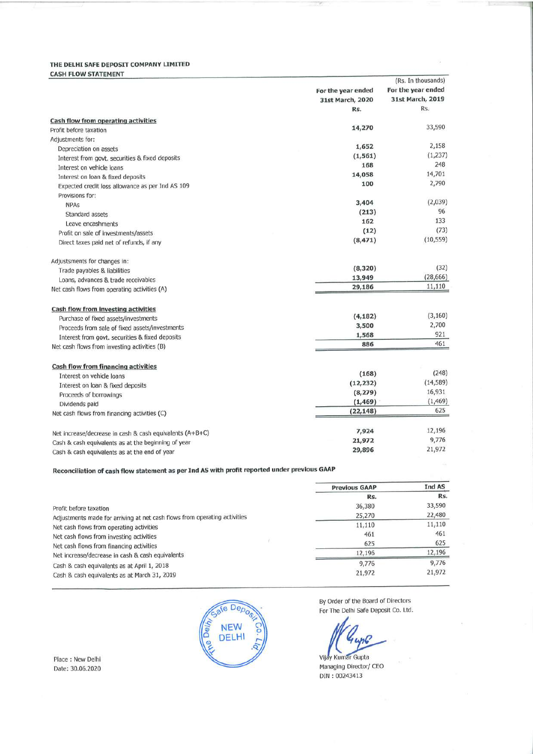**THE DELHI SAFE DEPOSIT COMPANY LIMITED**

**CASH FLOW STATEMENT**

(Rs. In thousands)

| | For the year ended 31st March, 2020 Rs. | For the year ended 31st March, 2019 Rs. |
|---|---|---|
| **Cash flow from operating activities** | | |
| Profit before taxation | **14,270** | 33,590 |
| Adjustments for: | | |
| Depreciation on assets | **1,652** | 2,158 |
| Interest from govt. securities & fixed deposits | **(1,561)** | (1,237) |
| Interest on vehicle loans | **168** | 248 |
| Interest on loan & fixed deposits | **14,058** | 14,701 |
| Expected credit loss allowance as per Ind AS 109 | **100** | 2,790 |
| Provisions for: | | |
| NPAs | **3,404** | (2,039) |
| Standard assets | **(213)** | 96 |
| Leave encashments | **162** | 133 |
| Profit on sale of investments/assets | **(12)** | (73) |
| Direct taxes paid net of refunds, if any | **(8,471)** | (10,559) |
| Adjustsments for changes in: | | |
| Trade payables & liabilities | **(8,320)** | (32) |
| Loans, advances & trade receivables | **13,949** | (28,666) |
| Net cash flows from operating activities (A) | **29,186** | 11,110 |
| **Cash flow from investing activities** | | |
| Purchase of fixed assets/investments | **(4,182)** | (3,160) |
| Proceeds from sale of fixed assets/investments | **3,500** | 2,700 |
| Interest from govt. securities & fixed deposits | **1,568** | 921 |
| Net cash flows from investing activities (B) | **886** | 461 |
| **Cash flow from financing activities** | | |
| Interest on vehicle loans | **(168)** | (248) |
| Interest on loan & fixed deposits | **(12,232)** | (14,589) |
| Proceeds of borrowings | **(8,279)** | 16,931 |
| Dividends paid | **(1,469)** | (1,469) |
| Net cash flows from financing activities (C) | **(22,148)** | 625 |
| Net increase/decrease in cash & cash equivalents (A+B+C) | **7,924** | 12,196 |
| Cash & cash equivalents as at the beginning of year | **21,972** | 9,776 |
| Cash & cash equivalents as at the end of year | **29,896** | 21,972 |

**Reconciliation of cash flow statement as per Ind AS with profit reported under previous GAAP**

| | Previous GAAP Rs. | Ind AS Rs. |
|---|---|---|
| Profit before taxation | 36,380 | 33,590 |
| Adjustments made for arriving at net cash flows from operating activities | 25,270 | 22,480 |
| Net cash flows from operating activities | 11,110 | 11,110 |
| Net cash flows from investing activities | 461 | 461 |
| Net cash flows from financing activities | 625 | 625 |
| Net increase/decrease in cash & cash equivalents | 12,196 | 12,196 |
| Cash & cash equivalents as at April 1, 2018 | 9,776 | 9,776 |
| Cash & cash equivalents as at March 31, 2019 | 21,972 | 21,972 |

By Order of the Board of Directors
For The Delhi Safe Deposit Co. Ltd.

Vijay Kumar Gupta
Managing Director/ CEO
DIN : 00243413

Place : New Delhi
Date: 30.06.2020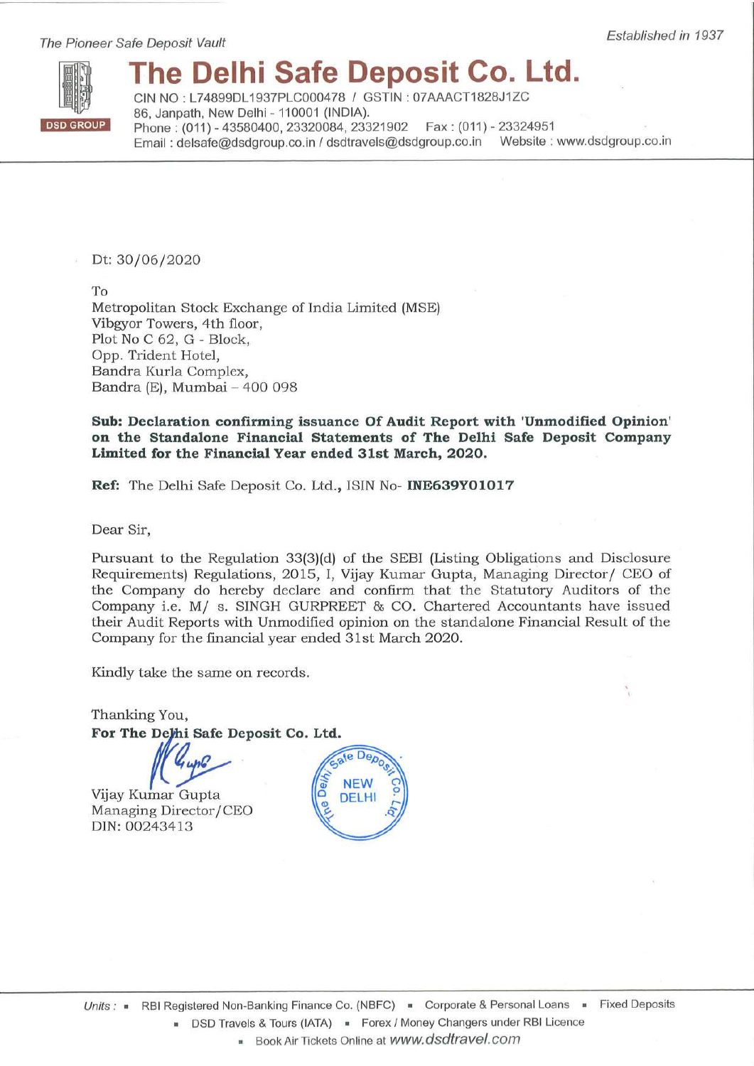*The Pioneer Safe Deposit Vault*

*Established in 1937*

# The Delhi Safe Deposit Co. Ltd.

DSD GROUP

CIN NO : L74899DL1937PLC000478 / GSTIN : 07AAACT1828J1ZC
86, Janpath, New Delhi - 110001 (INDIA).
Phone : (011) - 43580400, 23320084, 23321902 Fax : (011) - 23324951
Email : delsafe@dsdgroup.co.in / dsdtravels@dsdgroup.co.in Website : www.dsdgroup.co.in

Dt: 30/06/2020

To
Metropolitan Stock Exchange of India Limited (MSE)
Vibgyor Towers, 4th floor,
Plot No C 62, G - Block,
Opp. Trident Hotel,
Bandra Kurla Complex,
Bandra (E), Mumbai – 400 098

**Sub: Declaration confirming issuance Of Audit Report with 'Unmodified Opinion' on the Standalone Financial Statements of The Delhi Safe Deposit Company Limited for the Financial Year ended 31st March, 2020.**

**Ref:** The Delhi Safe Deposit Co. Ltd., ISIN No- **INE639Y01017**

Dear Sir,

Pursuant to the Regulation 33(3)(d) of the SEBI (Listing Obligations and Disclosure Requirements) Regulations, 2015, I, Vijay Kumar Gupta, Managing Director/ CEO of the Company do hereby declare and confirm that the Statutory Auditors of the Company i.e. M/ s. SINGH GURPREET & CO. Chartered Accountants have issued their Audit Reports with Unmodified opinion on the standalone Financial Result of the Company for the financial year ended 31st March 2020.

Kindly take the same on records.

Thanking You,
**For The Delhi Safe Deposit Co. Ltd.**

Vijay Kumar Gupta
Managing Director/CEO
DIN: 00243413

*Units :* ▪ RBI Registered Non-Banking Finance Co. (NBFC) ▪ Corporate & Personal Loans ▪ Fixed Deposits
▪ DSD Travels & Tours (IATA) ▪ Forex / Money Changers under RBI Licence
▪ Book Air Tickets Online at *www.dsdtravel.com*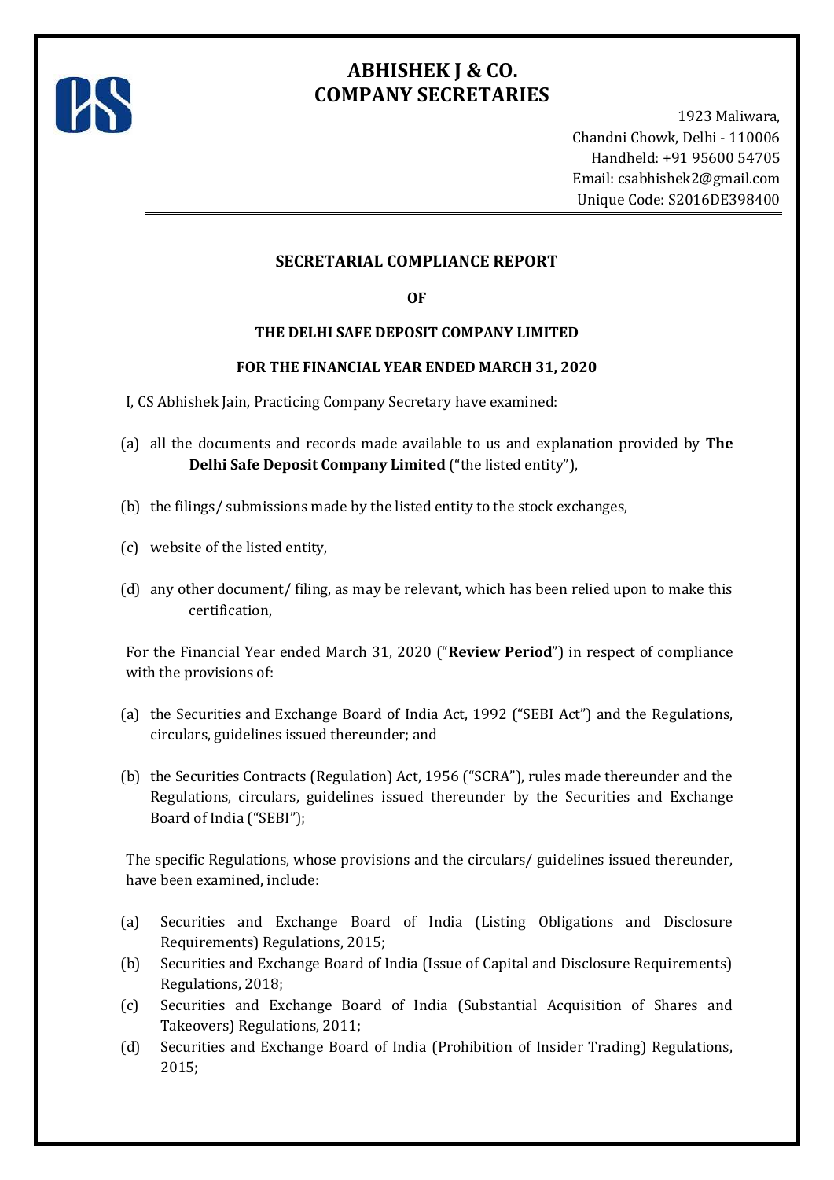# ABHISHEK J & CO.
# COMPANY SECRETARIES

1923 Maliwara,
Chandni Chowk, Delhi - 110006
Handheld: +91 95600 54705
Email: csabhishek2@gmail.com
Unique Code: S2016DE398400

## SECRETARIAL COMPLIANCE REPORT

**OF**

**THE DELHI SAFE DEPOSIT COMPANY LIMITED**

**FOR THE FINANCIAL YEAR ENDED MARCH 31, 2020**

I, CS Abhishek Jain, Practicing Company Secretary have examined:

(a) all the documents and records made available to us and explanation provided by **The Delhi Safe Deposit Company Limited** ("the listed entity"),

(b) the filings/ submissions made by the listed entity to the stock exchanges,

(c) website of the listed entity,

(d) any other document/ filing, as may be relevant, which has been relied upon to make this certification,

For the Financial Year ended March 31, 2020 ("**Review Period**") in respect of compliance with the provisions of:

(a) the Securities and Exchange Board of India Act, 1992 ("SEBI Act") and the Regulations, circulars, guidelines issued thereunder; and

(b) the Securities Contracts (Regulation) Act, 1956 ("SCRA"), rules made thereunder and the Regulations, circulars, guidelines issued thereunder by the Securities and Exchange Board of India ("SEBI");

The specific Regulations, whose provisions and the circulars/ guidelines issued thereunder, have been examined, include:

(a) Securities and Exchange Board of India (Listing Obligations and Disclosure Requirements) Regulations, 2015;
(b) Securities and Exchange Board of India (Issue of Capital and Disclosure Requirements) Regulations, 2018;
(c) Securities and Exchange Board of India (Substantial Acquisition of Shares and Takeovers) Regulations, 2011;
(d) Securities and Exchange Board of India (Prohibition of Insider Trading) Regulations, 2015;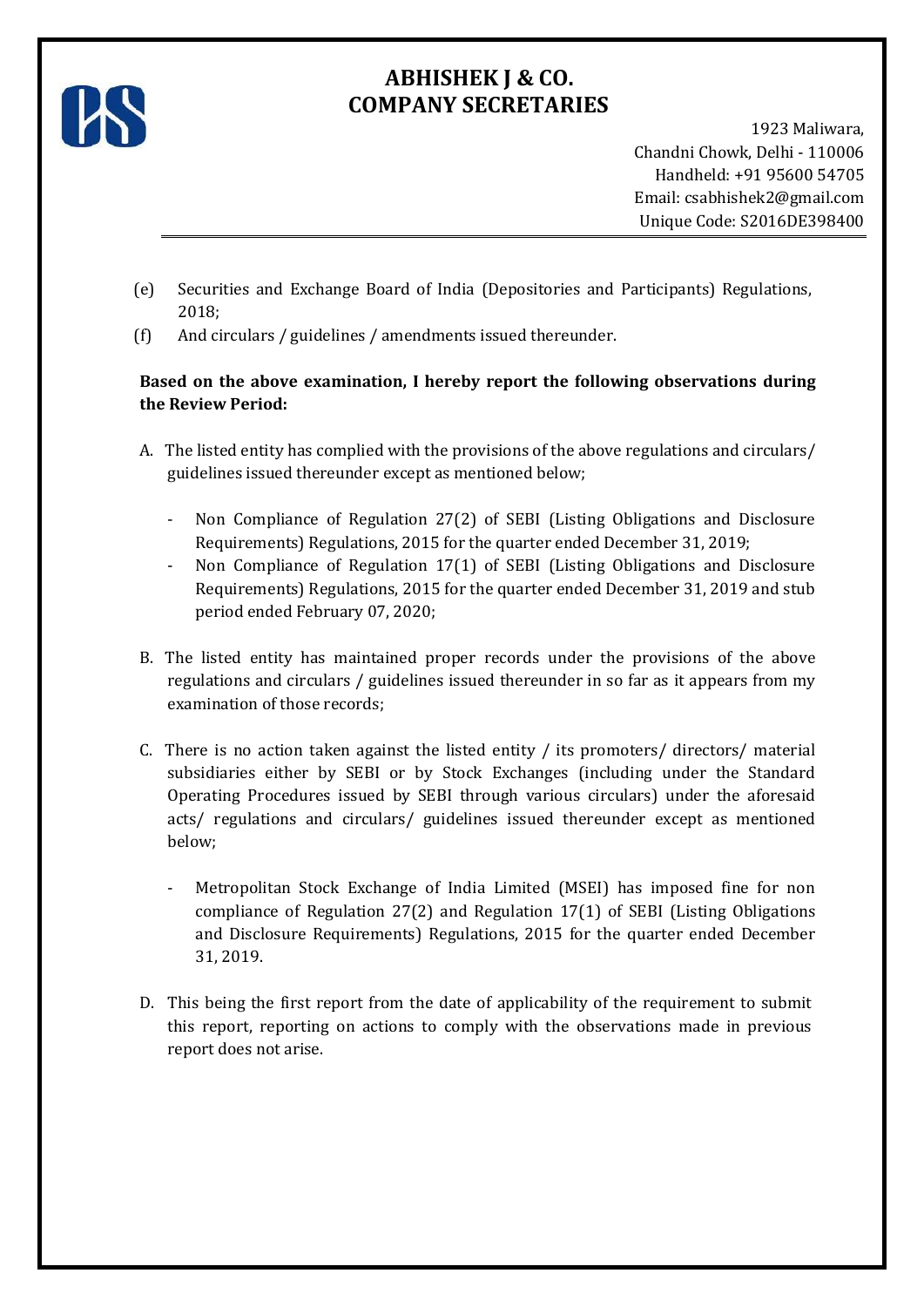# ABHISHEK J & CO.
# COMPANY SECRETARIES

1923 Maliwara,
Chandni Chowk, Delhi - 110006
Handheld: +91 95600 54705
Email: csabhishek2@gmail.com
Unique Code: S2016DE398400

---

(e) Securities and Exchange Board of India (Depositories and Participants) Regulations, 2018;

(f) And circulars / guidelines / amendments issued thereunder.

**Based on the above examination, I hereby report the following observations during the Review Period:**

A. The listed entity has complied with the provisions of the above regulations and circulars/ guidelines issued thereunder except as mentioned below;

- Non Compliance of Regulation 27(2) of SEBI (Listing Obligations and Disclosure Requirements) Regulations, 2015 for the quarter ended December 31, 2019;
- Non Compliance of Regulation 17(1) of SEBI (Listing Obligations and Disclosure Requirements) Regulations, 2015 for the quarter ended December 31, 2019 and stub period ended February 07, 2020;

B. The listed entity has maintained proper records under the provisions of the above regulations and circulars / guidelines issued thereunder in so far as it appears from my examination of those records;

C. There is no action taken against the listed entity / its promoters/ directors/ material subsidiaries either by SEBI or by Stock Exchanges (including under the Standard Operating Procedures issued by SEBI through various circulars) under the aforesaid acts/ regulations and circulars/ guidelines issued thereunder except as mentioned below;

- Metropolitan Stock Exchange of India Limited (MSEI) has imposed fine for non compliance of Regulation 27(2) and Regulation 17(1) of SEBI (Listing Obligations and Disclosure Requirements) Regulations, 2015 for the quarter ended December 31, 2019.

D. This being the first report from the date of applicability of the requirement to submit this report, reporting on actions to comply with the observations made in previous report does not arise.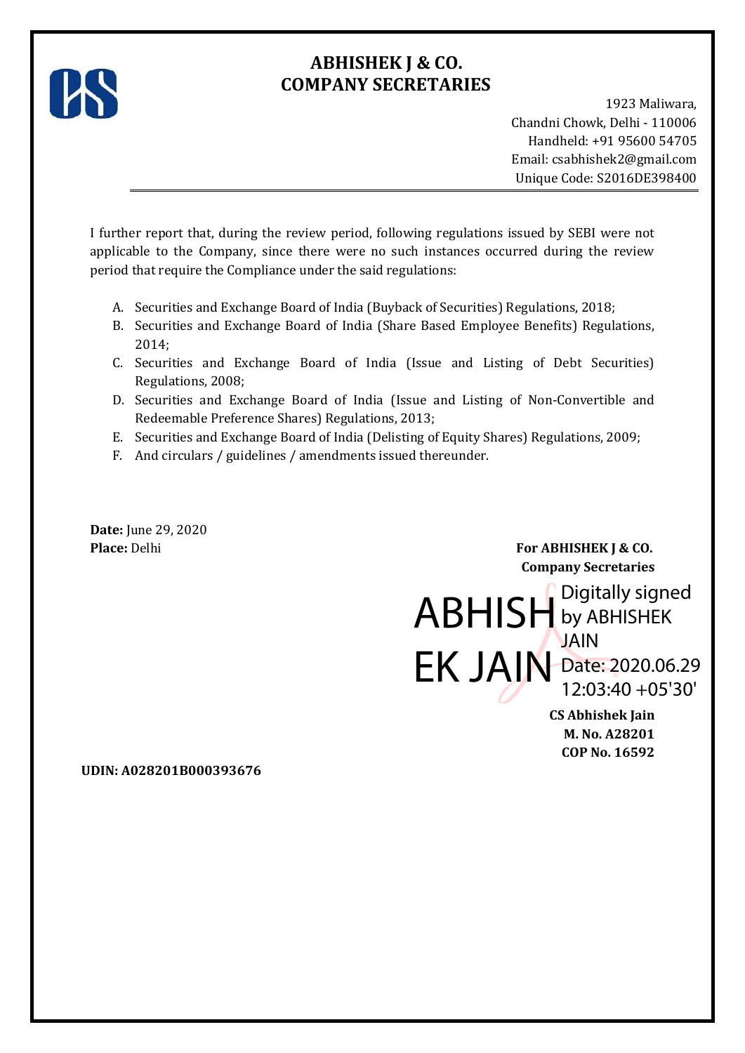# ABHISHEK J & CO.
# COMPANY SECRETARIES

1923 Maliwara,
Chandni Chowk, Delhi - 110006
Handheld: +91 95600 54705
Email: csabhishek2@gmail.com
Unique Code: S2016DE398400

I further report that, during the review period, following regulations issued by SEBI were not applicable to the Company, since there were no such instances occurred during the review period that require the Compliance under the said regulations:

A. Securities and Exchange Board of India (Buyback of Securities) Regulations, 2018;
B. Securities and Exchange Board of India (Share Based Employee Benefits) Regulations, 2014;
C. Securities and Exchange Board of India (Issue and Listing of Debt Securities) Regulations, 2008;
D. Securities and Exchange Board of India (Issue and Listing of Non-Convertible and Redeemable Preference Shares) Regulations, 2013;
E. Securities and Exchange Board of India (Delisting of Equity Shares) Regulations, 2009;
F. And circulars / guidelines / amendments issued thereunder.

**Date:** June 29, 2020
**Place:** Delhi

**For ABHISHEK J & CO.**
**Company Secretaries**

ABHISHEK JAIN
Digitally signed by ABHISHEK JAIN
Date: 2020.06.29 12:03:40 +05'30'

**CS Abhishek Jain**
**M. No. A28201**
**COP No. 16592**

**UDIN: A028201B000393676**